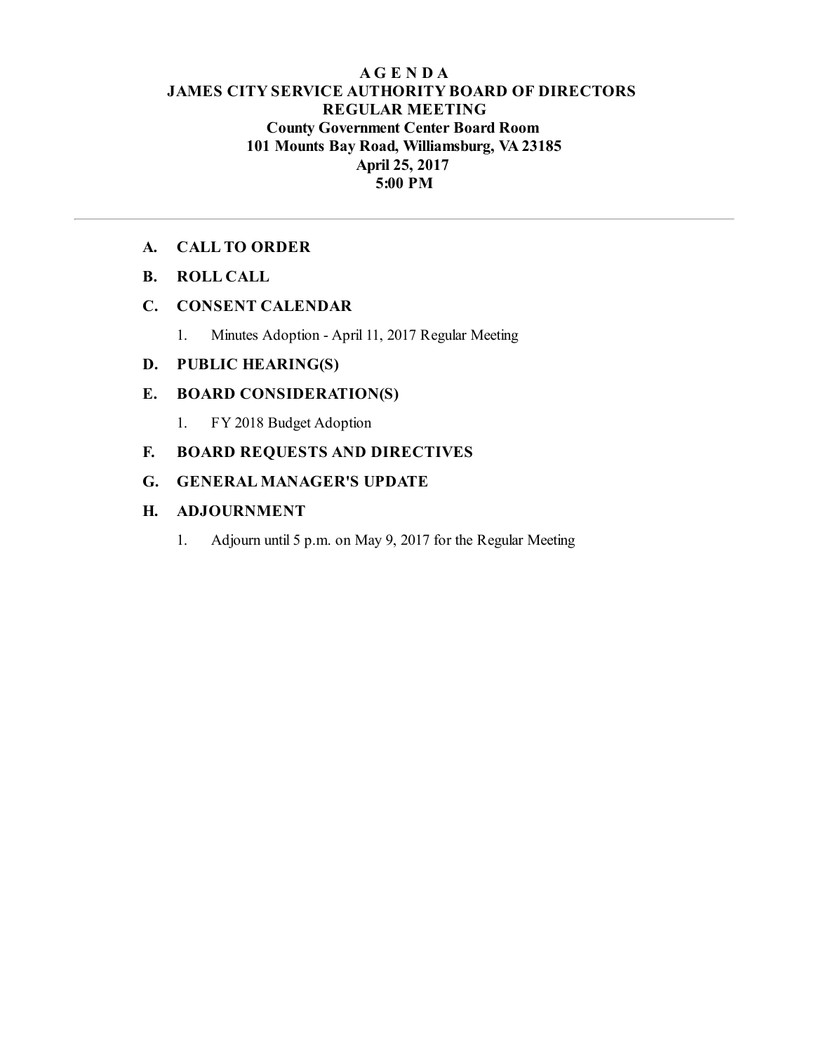# A G E N D A
## JAMES CITY SERVICE AUTHORITY BOARD OF DIRECTORS
## REGULAR MEETING
**County Government Center Board Room**
**101 Mounts Bay Road, Williamsburg, VA 23185**
**April 25, 2017**
**5:00 PM**

---

**A. CALL TO ORDER**

**B. ROLL CALL**

**C. CONSENT CALENDAR**

1. Minutes Adoption - April 11, 2017 Regular Meeting

**D. PUBLIC HEARING(S)**

**E. BOARD CONSIDERATION(S)**

1. FY 2018 Budget Adoption

**F. BOARD REQUESTS AND DIRECTIVES**

**G. GENERAL MANAGER'S UPDATE**

**H. ADJOURNMENT**

1. Adjourn until 5 p.m. on May 9, 2017 for the Regular Meeting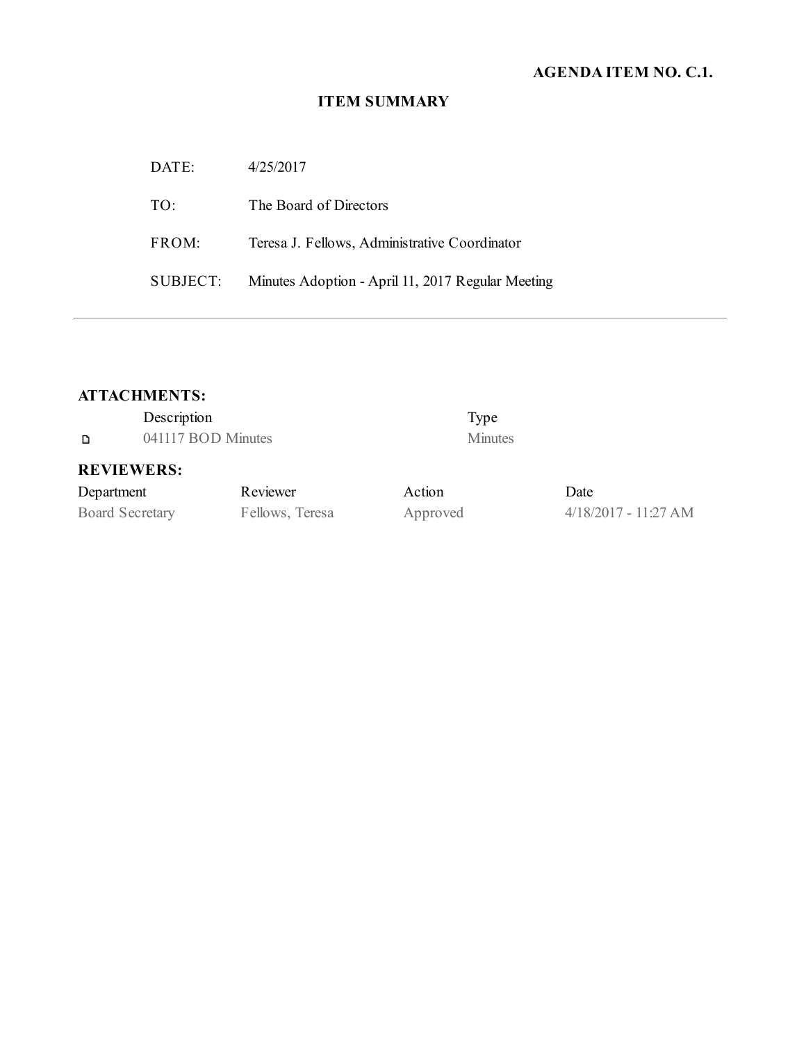**AGENDA ITEM NO. C.1.**

## ITEM SUMMARY

| | |
|---|---|
| DATE: | 4/25/2017 |
| TO: | The Board of Directors |
| FROM: | Teresa J. Fellows, Administrative Coordinator |
| SUBJECT: | Minutes Adoption - April 11, 2017 Regular Meeting |

---

### ATTACHMENTS:

| | Description | Type |
|---|---|---|
| ◻ | 041117 BOD Minutes | Minutes |

### REVIEWERS:

| Department | Reviewer | Action | Date |
|---|---|---|---|
| Board Secretary | Fellows, Teresa | Approved | 4/18/2017 - 11:27 AM |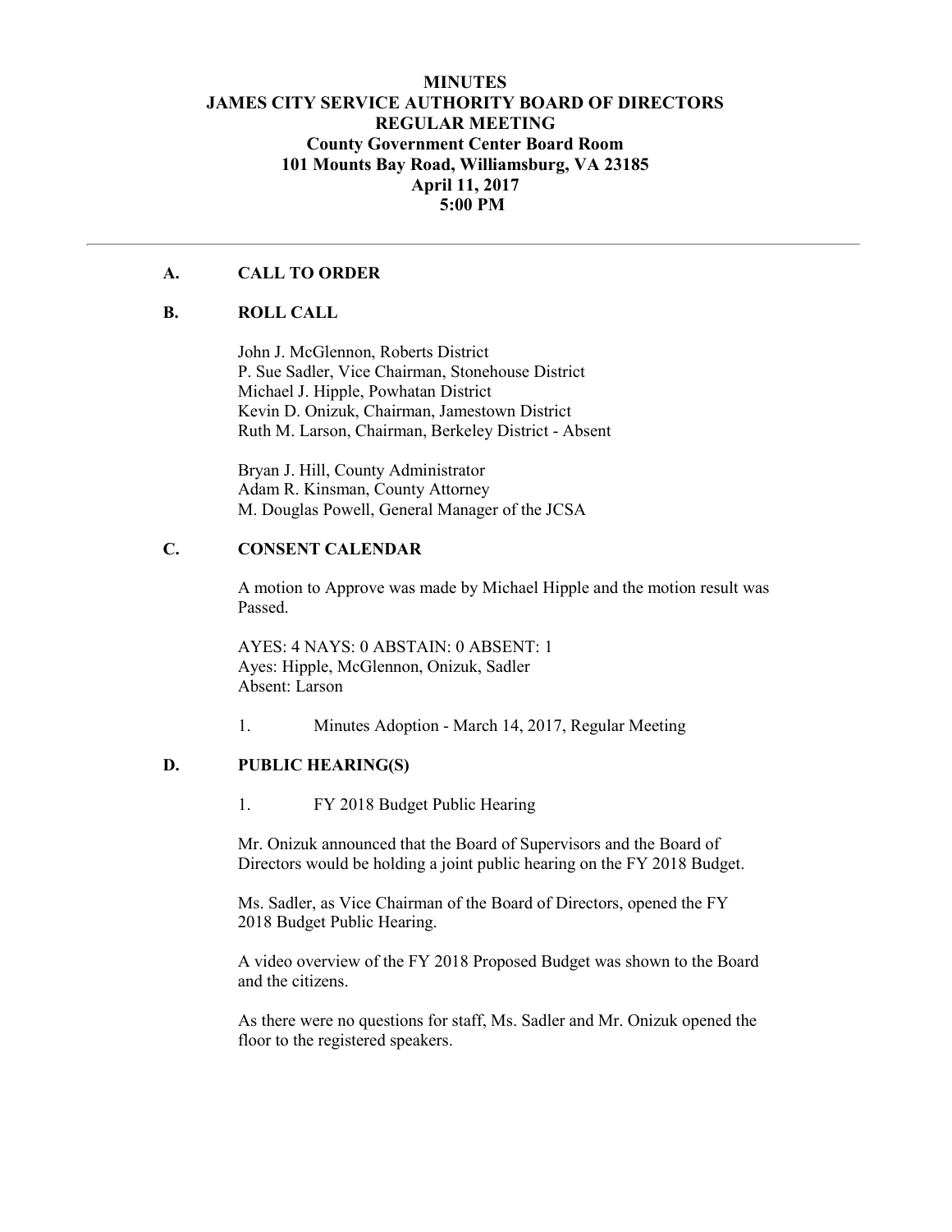# MINUTES
# JAMES CITY SERVICE AUTHORITY BOARD OF DIRECTORS
## REGULAR MEETING
### County Government Center Board Room
### 101 Mounts Bay Road, Williamsburg, VA 23185
### April 11, 2017
### 5:00 PM

---

**A. CALL TO ORDER**

**B. ROLL CALL**

John J. McGlennon, Roberts District
P. Sue Sadler, Vice Chairman, Stonehouse District
Michael J. Hipple, Powhatan District
Kevin D. Onizuk, Chairman, Jamestown District
Ruth M. Larson, Chairman, Berkeley District - Absent

Bryan J. Hill, County Administrator
Adam R. Kinsman, County Attorney
M. Douglas Powell, General Manager of the JCSA

**C. CONSENT CALENDAR**

A motion to Approve was made by Michael Hipple and the motion result was Passed.

AYES: 4 NAYS: 0 ABSTAIN: 0 ABSENT: 1
Ayes: Hipple, McGlennon, Onizuk, Sadler
Absent: Larson

1. Minutes Adoption - March 14, 2017, Regular Meeting

**D. PUBLIC HEARING(S)**

1. FY 2018 Budget Public Hearing

Mr. Onizuk announced that the Board of Supervisors and the Board of Directors would be holding a joint public hearing on the FY 2018 Budget.

Ms. Sadler, as Vice Chairman of the Board of Directors, opened the FY 2018 Budget Public Hearing.

A video overview of the FY 2018 Proposed Budget was shown to the Board and the citizens.

As there were no questions for staff, Ms. Sadler and Mr. Onizuk opened the floor to the registered speakers.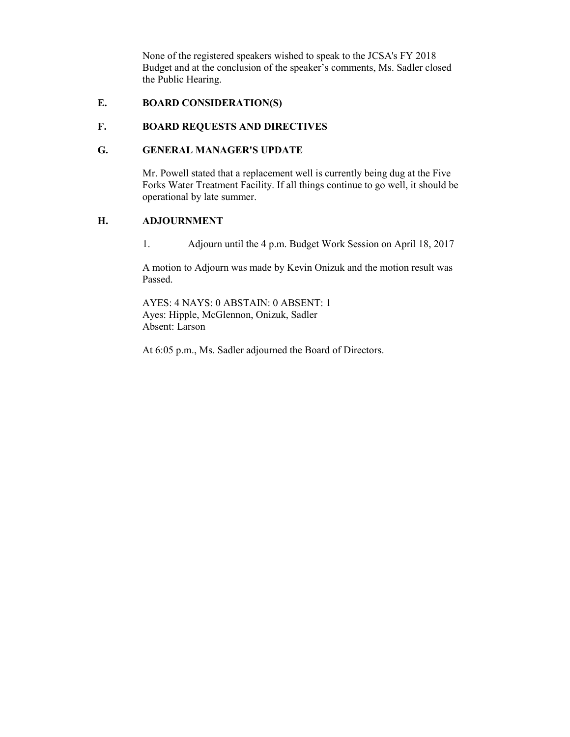None of the registered speakers wished to speak to the JCSA's FY 2018 Budget and at the conclusion of the speaker's comments, Ms. Sadler closed the Public Hearing.

## E. BOARD CONSIDERATION(S)

## F. BOARD REQUESTS AND DIRECTIVES

## G. GENERAL MANAGER'S UPDATE

Mr. Powell stated that a replacement well is currently being dug at the Five Forks Water Treatment Facility. If all things continue to go well, it should be operational by late summer.

## H. ADJOURNMENT

1. Adjourn until the 4 p.m. Budget Work Session on April 18, 2017

A motion to Adjourn was made by Kevin Onizuk and the motion result was Passed.

AYES: 4 NAYS: 0 ABSTAIN: 0 ABSENT: 1
Ayes: Hipple, McGlennon, Onizuk, Sadler
Absent: Larson

At 6:05 p.m., Ms. Sadler adjourned the Board of Directors.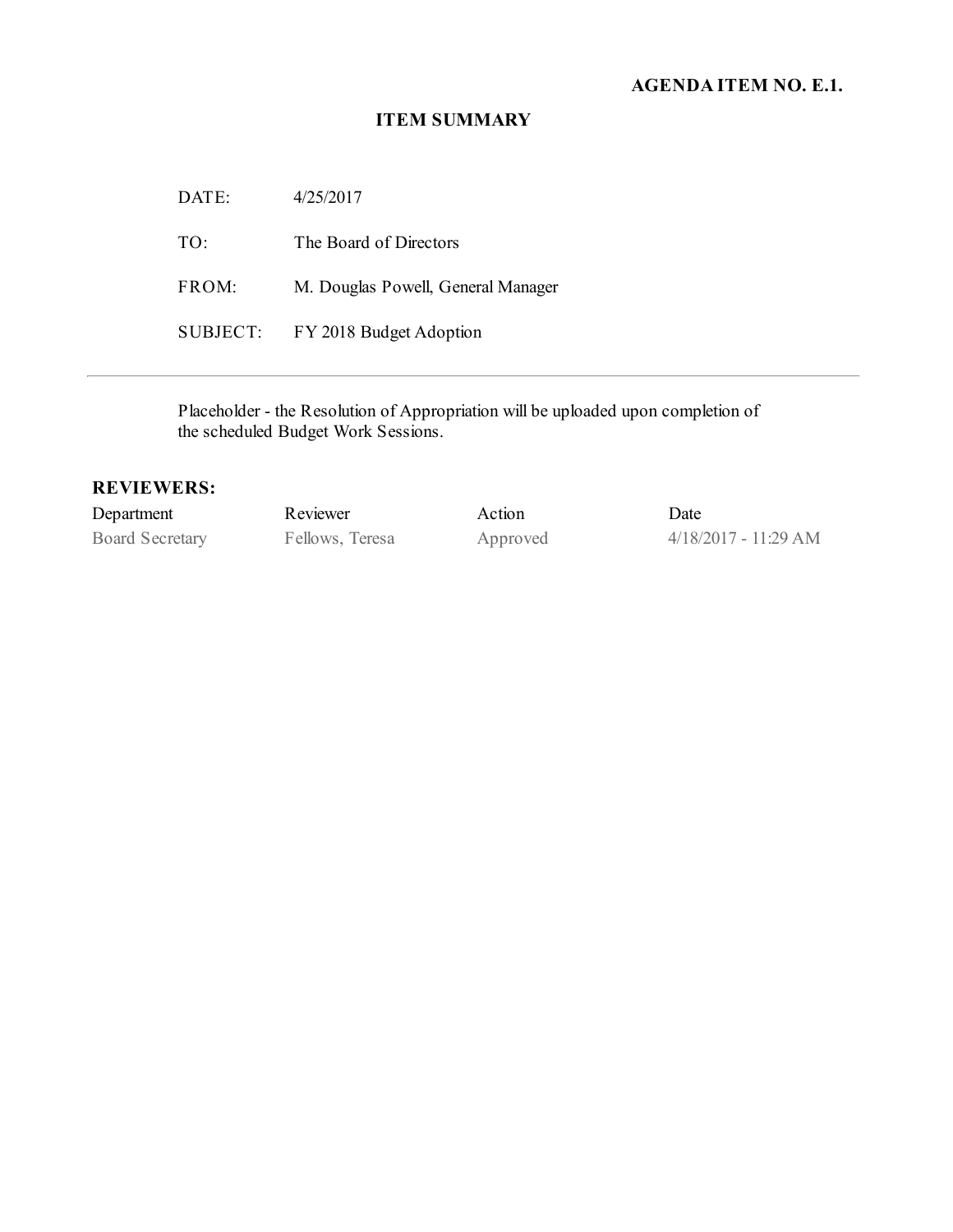**AGENDA ITEM NO. E.1.**

## ITEM SUMMARY

DATE: 4/25/2017

TO: The Board of Directors

FROM: M. Douglas Powell, General Manager

SUBJECT: FY 2018 Budget Adoption

---

Placeholder - the Resolution of Appropriation will be uploaded upon completion of the scheduled Budget Work Sessions.

**REVIEWERS:**

| Department | Reviewer | Action | Date |
|---|---|---|---|
| Board Secretary | Fellows, Teresa | Approved | 4/18/2017 - 11:29 AM |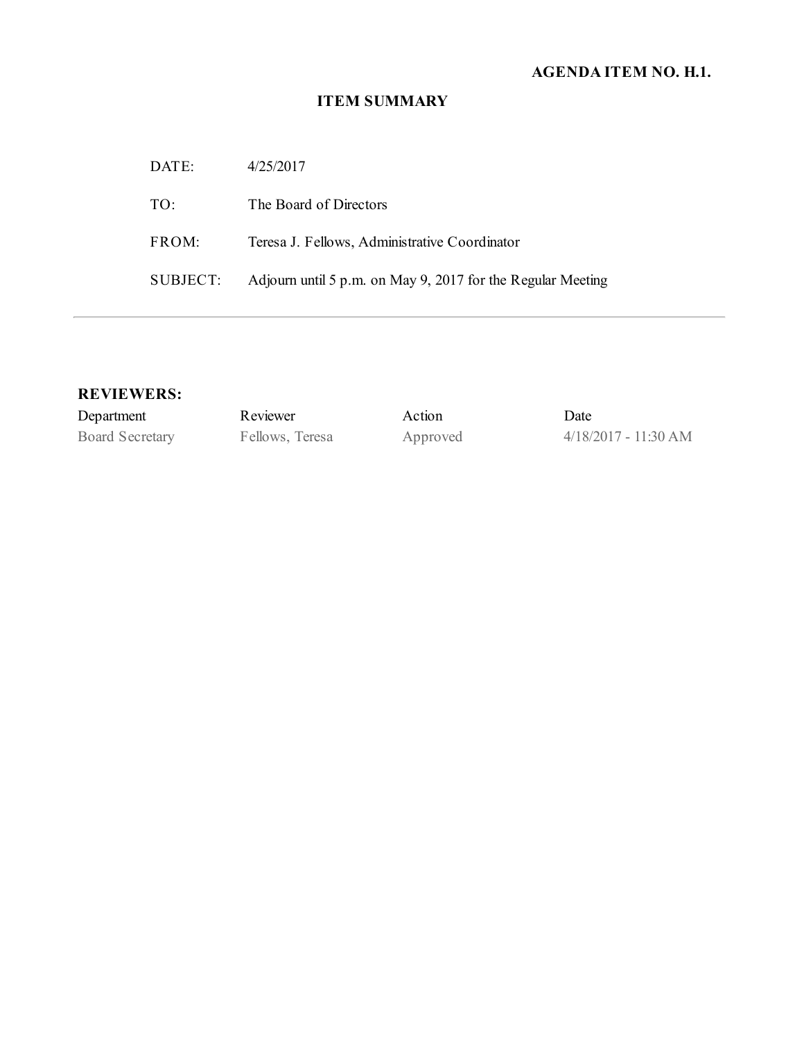**AGENDA ITEM NO. H.1.**

## ITEM SUMMARY

| | |
|---|---|
| DATE: | 4/25/2017 |
| TO: | The Board of Directors |
| FROM: | Teresa J. Fellows, Administrative Coordinator |
| SUBJECT: | Adjourn until 5 p.m. on May 9, 2017 for the Regular Meeting |

---

### REVIEWERS:

| Department | Reviewer | Action | Date |
|---|---|---|---|
| Board Secretary | Fellows, Teresa | Approved | 4/18/2017 - 11:30 AM |